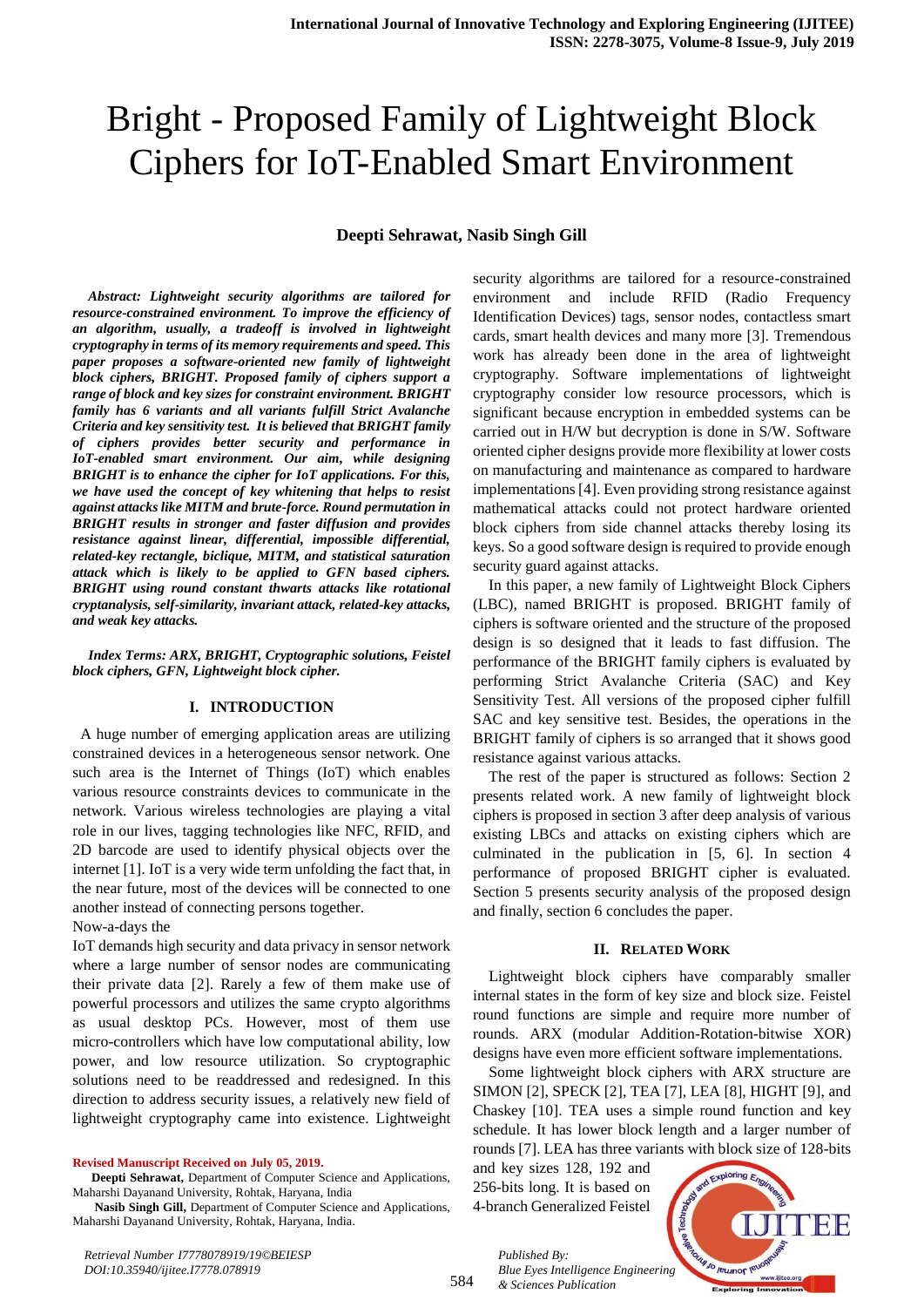# Bright - Proposed Family of Lightweight Block Ciphers for IoT-Enabled Smart Environment

**Deepti Sehrawat, Nasib Singh Gill**

***Abstract: Lightweight security algorithms are tailored for resource-constrained environment. To improve the efficiency of an algorithm, usually, a tradeoff is involved in lightweight cryptography in terms of its memory requirements and speed. This paper proposes a software-oriented new family of lightweight block ciphers, BRIGHT. Proposed family of ciphers support a range of block and key sizes for constraint environment. BRIGHT family has 6 variants and all variants fulfill Strict Avalanche Criteria and key sensitivity test. It is believed that BRIGHT family of ciphers provides better security and performance in IoT-enabled smart environment. Our aim, while designing BRIGHT is to enhance the cipher for IoT applications. For this, we have used the concept of key whitening that helps to resist against attacks like MITM and brute-force. Round permutation in BRIGHT results in stronger and faster diffusion and provides resistance against linear, differential, impossible differential, related-key rectangle, biclique, MITM, and statistical saturation attack which is likely to be applied to GFN based ciphers. BRIGHT using round constant thwarts attacks like rotational cryptanalysis, self-similarity, invariant attack, related-key attacks, and weak key attacks.***

***Index Terms: ARX, BRIGHT, Cryptographic solutions, Feistel block ciphers, GFN, Lightweight block cipher.***

## I. INTRODUCTION

A huge number of emerging application areas are utilizing constrained devices in a heterogeneous sensor network. One such area is the Internet of Things (IoT) which enables various resource constraints devices to communicate in the network. Various wireless technologies are playing a vital role in our lives, tagging technologies like NFC, RFID, and 2D barcode are used to identify physical objects over the internet [1]. IoT is a very wide term unfolding the fact that, in the near future, most of the devices will be connected to one another instead of connecting persons together.

Now-a-days the

IoT demands high security and data privacy in sensor network where a large number of sensor nodes are communicating their private data [2]. Rarely a few of them make use of powerful processors and utilizes the same crypto algorithms as usual desktop PCs. However, most of them use micro-controllers which have low computational ability, low power, and low resource utilization. So cryptographic solutions need to be readdressed and redesigned. In this direction to address security issues, a relatively new field of lightweight cryptography came into existence. Lightweight security algorithms are tailored for a resource-constrained environment and include RFID (Radio Frequency Identification Devices) tags, sensor nodes, contactless smart cards, smart health devices and many more [3]. Tremendous work has already been done in the area of lightweight cryptography. Software implementations of lightweight cryptography consider low resource processors, which is significant because encryption in embedded systems can be carried out in H/W but decryption is done in S/W. Software oriented cipher designs provide more flexibility at lower costs on manufacturing and maintenance as compared to hardware implementations [4]. Even providing strong resistance against mathematical attacks could not protect hardware oriented block ciphers from side channel attacks thereby losing its keys. So a good software design is required to provide enough security guard against attacks.

In this paper, a new family of Lightweight Block Ciphers (LBC), named BRIGHT is proposed. BRIGHT family of ciphers is software oriented and the structure of the proposed design is so designed that it leads to fast diffusion. The performance of the BRIGHT family ciphers is evaluated by performing Strict Avalanche Criteria (SAC) and Key Sensitivity Test. All versions of the proposed cipher fulfill SAC and key sensitive test. Besides, the operations in the BRIGHT family of ciphers is so arranged that it shows good resistance against various attacks.

The rest of the paper is structured as follows: Section 2 presents related work. A new family of lightweight block ciphers is proposed in section 3 after deep analysis of various existing LBCs and attacks on existing ciphers which are culminated in the publication in [5, 6]. In section 4 performance of proposed BRIGHT cipher is evaluated. Section 5 presents security analysis of the proposed design and finally, section 6 concludes the paper.

## II. RELATED WORK

Lightweight block ciphers have comparably smaller internal states in the form of key size and block size. Feistel round functions are simple and require more number of rounds. ARX (modular Addition-Rotation-bitwise XOR) designs have even more efficient software implementations.

Some lightweight block ciphers with ARX structure are SIMON [2], SPECK [2], TEA [7], LEA [8], HIGHT [9], and Chaskey [10]. TEA uses a simple round function and key schedule. It has lower block length and a larger number of rounds [7]. LEA has three variants with block size of 128-bits and key sizes 128, 192 and 256-bits long. It is based on 4-branch Generalized Feistel

**Revised Manuscript Received on July 05, 2019.**

**Deepti Sehrawat,** Department of Computer Science and Applications, Maharshi Dayanand University, Rohtak, Haryana, India

**Nasib Singh Gill,** Department of Computer Science and Applications, Maharshi Dayanand University, Rohtak, Haryana, India.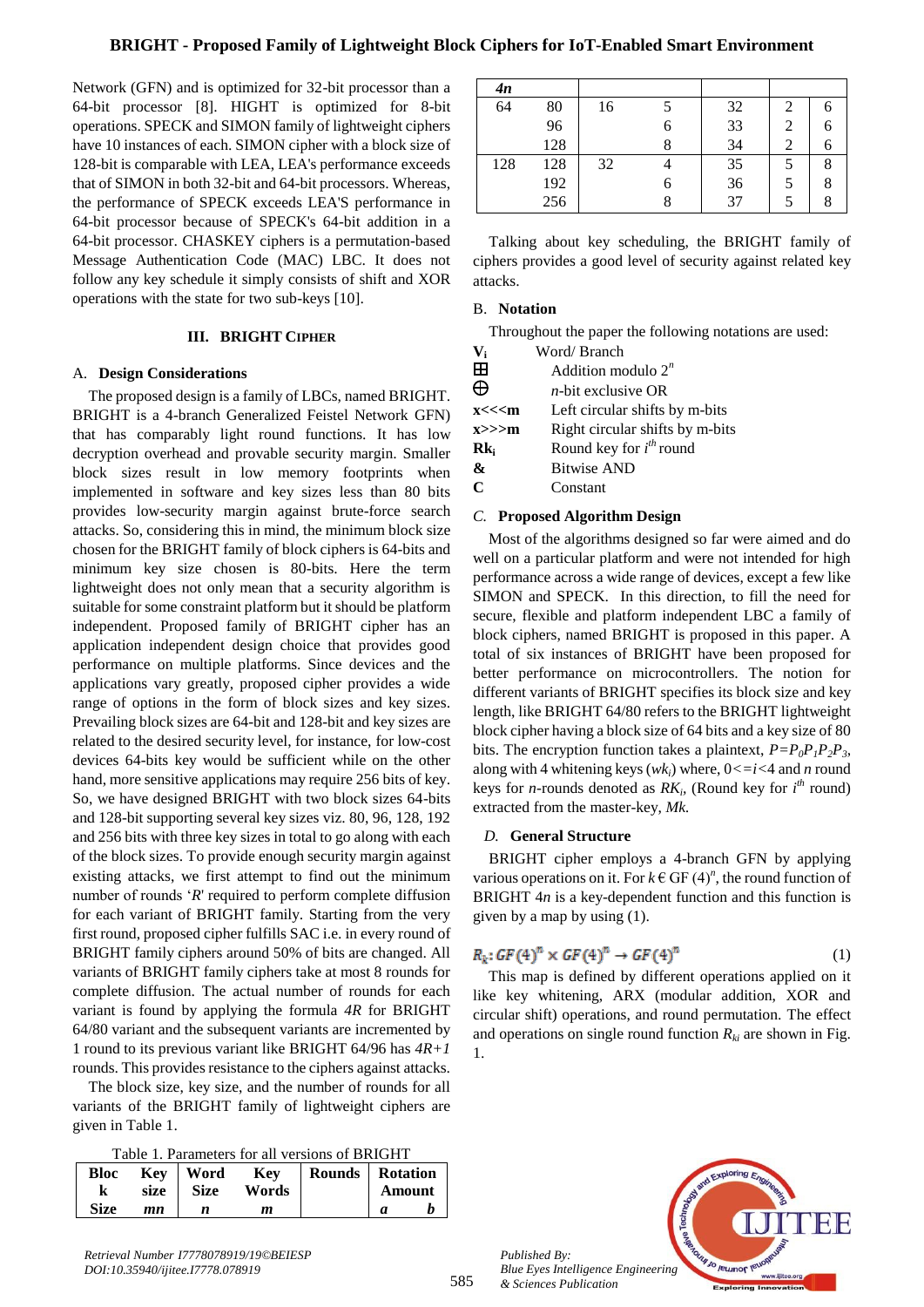Network (GFN) and is optimized for 32-bit processor than a 64-bit processor [8]. HIGHT is optimized for 8-bit operations. SPECK and SIMON family of lightweight ciphers have 10 instances of each. SIMON cipher with a block size of 128-bit is comparable with LEA, LEA's performance exceeds that of SIMON in both 32-bit and 64-bit processors. Whereas, the performance of SPECK exceeds LEA'S performance in 64-bit processor because of SPECK's 64-bit addition in a 64-bit processor. CHASKEY ciphers is a permutation-based Message Authentication Code (MAC) LBC. It does not follow any key schedule it simply consists of shift and XOR operations with the state for two sub-keys [10].

## III. BRIGHT CIPHER

### A. Design Considerations

The proposed design is a family of LBCs, named BRIGHT. BRIGHT is a 4-branch Generalized Feistel Network GFN) that has comparably light round functions. It has low decryption overhead and provable security margin. Smaller block sizes result in low memory footprints when implemented in software and key sizes less than 80 bits provides low-security margin against brute-force search attacks. So, considering this in mind, the minimum block size chosen for the BRIGHT family of block ciphers is 64-bits and minimum key size chosen is 80-bits. Here the term lightweight does not only mean that a security algorithm is suitable for some constraint platform but it should be platform independent. Proposed family of BRIGHT cipher has an application independent design choice that provides good performance on multiple platforms. Since devices and the applications vary greatly, proposed cipher provides a wide range of options in the form of block sizes and key sizes. Prevailing block sizes are 64-bit and 128-bit and key sizes are related to the desired security level, for instance, for low-cost devices 64-bits key would be sufficient while on the other hand, more sensitive applications may require 256 bits of key. So, we have designed BRIGHT with two block sizes 64-bits and 128-bit supporting several key sizes viz. 80, 96, 128, 192 and 256 bits with three key sizes in total to go along with each of the block sizes. To provide enough security margin against existing attacks, we first attempt to find out the minimum number of rounds '*R*' required to perform complete diffusion for each variant of BRIGHT family. Starting from the very first round, proposed cipher fulfills SAC i.e. in every round of BRIGHT family ciphers around 50% of bits are changed. All variants of BRIGHT family ciphers take at most 8 rounds for complete diffusion. The actual number of rounds for each variant is found by applying the formula *4R* for BRIGHT 64/80 variant and the subsequent variants are incremented by 1 round to its previous variant like BRIGHT 64/96 has *4R+1* rounds. This provides resistance to the ciphers against attacks.

The block size, key size, and the number of rounds for all variants of the BRIGHT family of lightweight ciphers are given in Table 1.

Table 1. Parameters for all versions of BRIGHT

| Block Size $4n$ | Key size $mn$ | Word Size $n$ | Key Words $m$ | Rounds | Rotation Amount $a$ | Rotation Amount $b$ |
|---|---|---|---|---|---|---|
| 64 | 80 | 16 | 5 | 32 | 2 | 6 |
| | 96 | | 6 | 33 | 2 | 6 |
| | 128 | | 8 | 34 | 2 | 6 |
| 128 | 128 | 32 | 4 | 35 | 5 | 8 |
| | 192 | | 6 | 36 | 5 | 8 |
| | 256 | | 8 | 37 | 5 | 8 |

Talking about key scheduling, the BRIGHT family of ciphers provides a good level of security against related key attacks.

### B. Notation

Throughout the paper the following notations are used:

| | |
|---|---|
| $V_i$ | Word/ Branch |
| ⊞ | Addition modulo $2^n$ |
| ⊕ | *n*-bit exclusive OR |
| **x<<<m** | Left circular shifts by m-bits |
| **x>>>m** | Right circular shifts by m-bits |
| $Rk_i$ | Round key for $i^{th}$ round |
| **&** | Bitwise AND |
| **C** | Constant |

### C. Proposed Algorithm Design

Most of the algorithms designed so far were aimed and do well on a particular platform and were not intended for high performance across a wide range of devices, except a few like SIMON and SPECK. In this direction, to fill the need for secure, flexible and platform independent LBC a family of block ciphers, named BRIGHT is proposed in this paper. A total of six instances of BRIGHT have been proposed for better performance on microcontrollers. The notion for different variants of BRIGHT specifies its block size and key length, like BRIGHT 64/80 refers to the BRIGHT lightweight block cipher having a block size of 64 bits and a key size of 80 bits. The encryption function takes a plaintext, $P=P_0P_1P_2P_3$, along with 4 whitening keys ($wk_i$) where, $0<=i<4$ and *n* round keys for *n*-rounds denoted as $RK_i$, (Round key for $i^{th}$ round) extracted from the master-key, *Mk.*

### D. General Structure

BRIGHT cipher employs a 4-branch GFN by applying various operations on it. For $k \in GF(4)^n$, the round function of BRIGHT $4n$ is a key-dependent function and this function is given by a map by using (1).

$$R_k: GF(4)^n \times GF(4)^n \rightarrow GF(4)^n \tag{1}$$

This map is defined by different operations applied on it like key whitening, ARX (modular addition, XOR and circular shift) operations, and round permutation. The effect and operations on single round function $R_{ki}$ are shown in Fig. 1.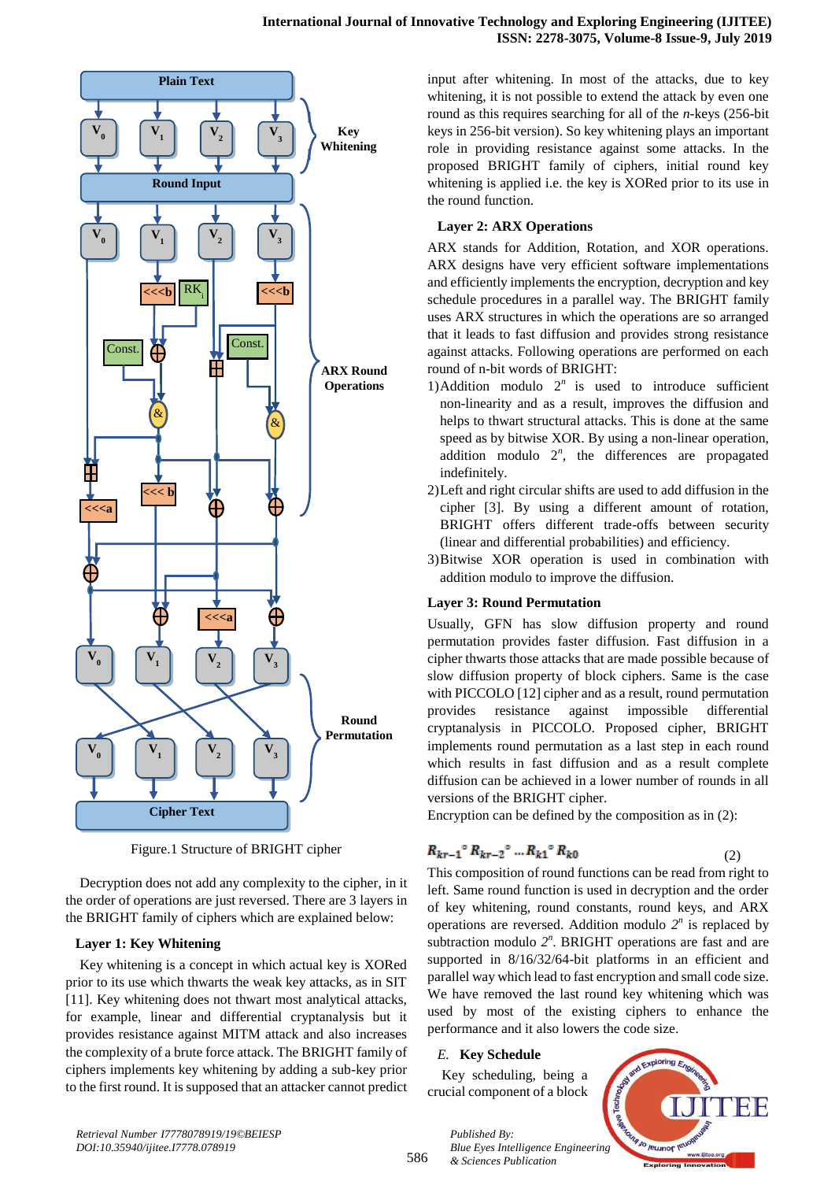Figure.1 Structure of BRIGHT cipher

Decryption does not add any complexity to the cipher, in it the order of operations are just reversed. There are 3 layers in the BRIGHT family of ciphers which are explained below:

### Layer 1: Key Whitening

Key whitening is a concept in which actual key is XORed prior to its use which thwarts the weak key attacks, as in SIT [11]. Key whitening does not thwart most analytical attacks, for example, linear and differential cryptanalysis but it provides resistance against MITM attack and also increases the complexity of a brute force attack. The BRIGHT family of ciphers implements key whitening by adding a sub-key prior to the first round. It is supposed that an attacker cannot predict input after whitening. In most of the attacks, due to key whitening, it is not possible to extend the attack by even one round as this requires searching for all of the *n*-keys (256-bit keys in 256-bit version). So key whitening plays an important role in providing resistance against some attacks. In the proposed BRIGHT family of ciphers, initial round key whitening is applied i.e. the key is XORed prior to its use in the round function.

### Layer 2: ARX Operations

ARX stands for Addition, Rotation, and XOR operations. ARX designs have very efficient software implementations and efficiently implements the encryption, decryption and key schedule procedures in a parallel way. The BRIGHT family uses ARX structures in which the operations are so arranged that it leads to fast diffusion and provides strong resistance against attacks. Following operations are performed on each round of n-bit words of BRIGHT:

1) Addition modulo $2^n$ is used to introduce sufficient non-linearity and as a result, improves the diffusion and helps to thwart structural attacks. This is done at the same speed as by bitwise XOR. By using a non-linear operation, addition modulo $2^n$, the differences are propagated indefinitely.
2) Left and right circular shifts are used to add diffusion in the cipher [3]. By using a different amount of rotation, BRIGHT offers different trade-offs between security (linear and differential probabilities) and efficiency.
3) Bitwise XOR operation is used in combination with addition modulo to improve the diffusion.

### Layer 3: Round Permutation

Usually, GFN has slow diffusion property and round permutation provides faster diffusion. Fast diffusion in a cipher thwarts those attacks that are made possible because of slow diffusion property of block ciphers. Same is the case with PICCOLO [12] cipher and as a result, round permutation provides resistance against impossible differential cryptanalysis in PICCOLO. Proposed cipher, BRIGHT implements round permutation as a last step in each round which results in fast diffusion and as a result complete diffusion can be achieved in a lower number of rounds in all versions of the BRIGHT cipher.

Encryption can be defined by the composition as in (2):

$$R_{kr-1} \circ R_{kr-2} \circ \dots R_{k1} \circ R_{k0} \qquad (2)$$

This composition of round functions can be read from right to left. Same round function is used in decryption and the order of key whitening, round constants, round keys, and ARX operations are reversed. Addition modulo $2^n$ is replaced by subtraction modulo $2^n$. BRIGHT operations are fast and are supported in 8/16/32/64-bit platforms in an efficient and parallel way which lead to fast encryption and small code size. We have removed the last round key whitening which was used by most of the existing ciphers to enhance the performance and it also lowers the code size.

### *E.* Key Schedule

Key scheduling, being a crucial component of a block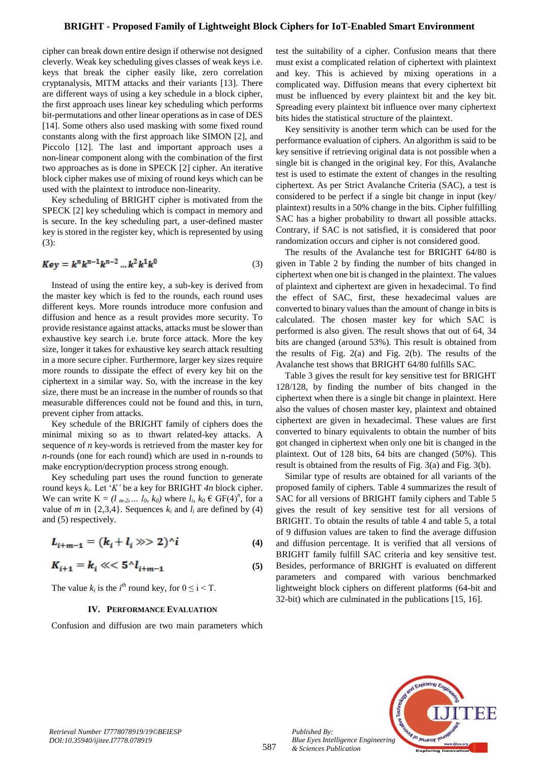cipher can break down entire design if otherwise not designed cleverly. Weak key scheduling gives classes of weak keys i.e. keys that break the cipher easily like, zero correlation cryptanalysis, MITM attacks and their variants [13]. There are different ways of using a key schedule in a block cipher, the first approach uses linear key scheduling which performs bit-permutations and other linear operations as in case of DES [14]. Some others also used masking with some fixed round constants along with the first approach like SIMON [2], and Piccolo [12]. The last and important approach uses a non-linear component along with the combination of the first two approaches as is done in SPECK [2] cipher. An iterative block cipher makes use of mixing of round keys which can be used with the plaintext to introduce non-linearity.

Key scheduling of BRIGHT cipher is motivated from the SPECK [2] key scheduling which is compact in memory and is secure. In the key scheduling part, a user-defined master key is stored in the register key, which is represented by using (3):

$$Key = k^n k^{n-1} k^{n-2} \ldots k^2 k^1 k^0 \tag{3}$$

Instead of using the entire key, a sub-key is derived from the master key which is fed to the rounds, each round uses different keys. More rounds introduce more confusion and diffusion and hence as a result provides more security. To provide resistance against attacks, attacks must be slower than exhaustive key search i.e. brute force attack. More the key size, longer it takes for exhaustive key search attack resulting in a more secure cipher. Furthermore, larger key sizes require more rounds to dissipate the effect of every key bit on the ciphertext in a similar way. So, with the increase in the key size, there must be an increase in the number of rounds so that measurable differences could not be found and this, in turn, prevent cipher from attacks.

Key schedule of the BRIGHT family of ciphers does the minimal mixing so as to thwart related-key attacks. A sequence of *n* key-words is retrieved from the master key for *n*-rounds (one for each round) which are used in n-rounds to make encryption/decryption process strong enough.

Key scheduling part uses the round function to generate round keys $k_i$. Let '$K$' be a key for BRIGHT $4n$ block cipher. We can write $K = (l_{m-2}, \ldots l_0, k_0)$ where $l_i, k_0 \in GF(4)^n$, for a value of $m$ in {2,3,4}. Sequences $k_i$ and $l_i$ are defined by (4) and (5) respectively.

$$L_{i+m-1} = (k_i + l_i \ggg 2)^\wedge i \tag{4}$$

$$K_{i+1} = k_i \lll 5^\wedge l_{i+m-1} \tag{5}$$

The value $k_i$ is the $i^{th}$ round key, for $0 \leq i < T$.

## IV. PERFORMANCE EVALUATION

Confusion and diffusion are two main parameters which test the suitability of a cipher. Confusion means that there must exist a complicated relation of ciphertext with plaintext and key. This is achieved by mixing operations in a complicated way. Diffusion means that every ciphertext bit must be influenced by every plaintext bit and the key bit. Spreading every plaintext bit influence over many ciphertext bits hides the statistical structure of the plaintext.

Key sensitivity is another term which can be used for the performance evaluation of ciphers. An algorithm is said to be key sensitive if retrieving original data is not possible when a single bit is changed in the original key. For this, Avalanche test is used to estimate the extent of changes in the resulting ciphertext. As per Strict Avalanche Criteria (SAC), a test is considered to be perfect if a single bit change in input (key/ plaintext) results in a 50% change in the bits. Cipher fulfilling SAC has a higher probability to thwart all possible attacks. Contrary, if SAC is not satisfied, it is considered that poor randomization occurs and cipher is not considered good.

The results of the Avalanche test for BRIGHT 64/80 is given in Table 2 by finding the number of bits changed in ciphertext when one bit is changed in the plaintext. The values of plaintext and ciphertext are given in hexadecimal. To find the effect of SAC, first, these hexadecimal values are converted to binary values than the amount of change in bits is calculated. The chosen master key for which SAC is performed is also given. The result shows that out of 64, 34 bits are changed (around 53%). This result is obtained from the results of Fig. 2(a) and Fig. 2(b). The results of the Avalanche test shows that BRIGHT 64/80 fulfills SAC.

Table 3 gives the result for key sensitive test for BRIGHT 128/128, by finding the number of bits changed in the ciphertext when there is a single bit change in plaintext. Here also the values of chosen master key, plaintext and obtained ciphertext are given in hexadecimal. These values are first converted to binary equivalents to obtain the number of bits got changed in ciphertext when only one bit is changed in the plaintext. Out of 128 bits, 64 bits are changed (50%). This result is obtained from the results of Fig. 3(a) and Fig. 3(b).

Similar type of results are obtained for all variants of the proposed family of ciphers. Table 4 summarizes the result of SAC for all versions of BRIGHT family ciphers and Table 5 gives the result of key sensitive test for all versions of BRIGHT. To obtain the results of table 4 and table 5, a total of 9 diffusion values are taken to find the average diffusion and diffusion percentage. It is verified that all versions of BRIGHT family fulfill SAC criteria and key sensitive test. Besides, performance of BRIGHT is evaluated on different parameters and compared with various benchmarked lightweight block ciphers on different platforms (64-bit and 32-bit) which are culminated in the publications [15, 16].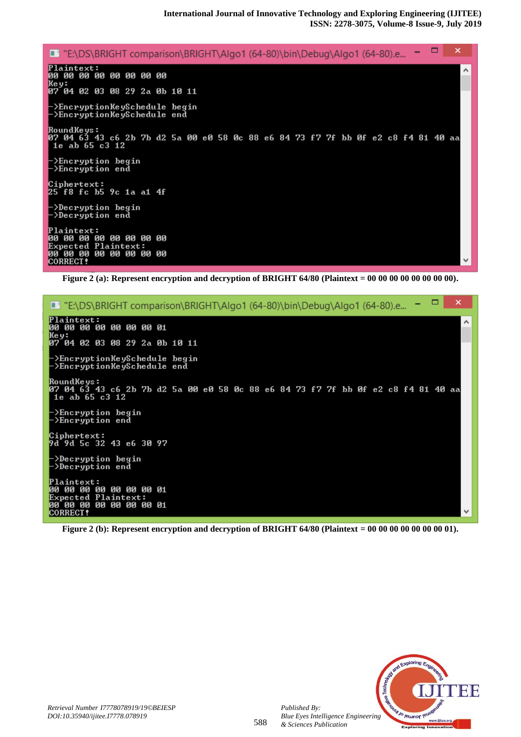```
"E:\DS\BRIGHT comparison\BRIGHT\Algo1 (64-80)\bin\Debug\Algo1 (64-80).e...
Plaintext:
00 00 00 00 00 00 00 00
Key:
07 04 02 03 08 29 2a 0b 10 11

->EncryptionKeySchedule begin
->EncryptionKeySchedule end

RoundKeys:
07 04 63 43 c6 2b 7b d2 5a 00 e0 58 0c 88 e6 84 73 f7 7f bb 0f e2 c8 f4 81 40 aa
 1e ab 65 c3 12

->Encryption begin
->Encryption end

Ciphertext:
25 f8 fc b5 9c 1a a1 4f

->Decryption begin
->Decryption end

Plaintext:
00 00 00 00 00 00 00 00
Expected Plaintext:
00 00 00 00 00 00 00 00
CORRECT!
```

**Figure 2 (a): Represent encryption and decryption of BRIGHT 64/80 (Plaintext = 00 00 00 00 00 00 00 00).**

```
"E:\DS\BRIGHT comparison\BRIGHT\Algo1 (64-80)\bin\Debug\Algo1 (64-80).e...
Plaintext:
00 00 00 00 00 00 00 01
Key:
07 04 02 03 08 29 2a 0b 10 11

->EncryptionKeySchedule begin
->EncryptionKeySchedule end

RoundKeys:
07 04 63 43 c6 2b 7b d2 5a 00 e0 58 0c 88 e6 84 73 f7 7f bb 0f e2 c8 f4 81 40 aa
 1e ab 65 c3 12

->Encryption begin
->Encryption end

Ciphertext:
9d 9d 5c 32 43 e6 30 97

->Decryption begin
->Decryption end

Plaintext:
00 00 00 00 00 00 00 01
Expected Plaintext:
00 00 00 00 00 00 00 01
CORRECT!
```

**Figure 2 (b): Represent encryption and decryption of BRIGHT 64/80 (Plaintext = 00 00 00 00 00 00 00 01).**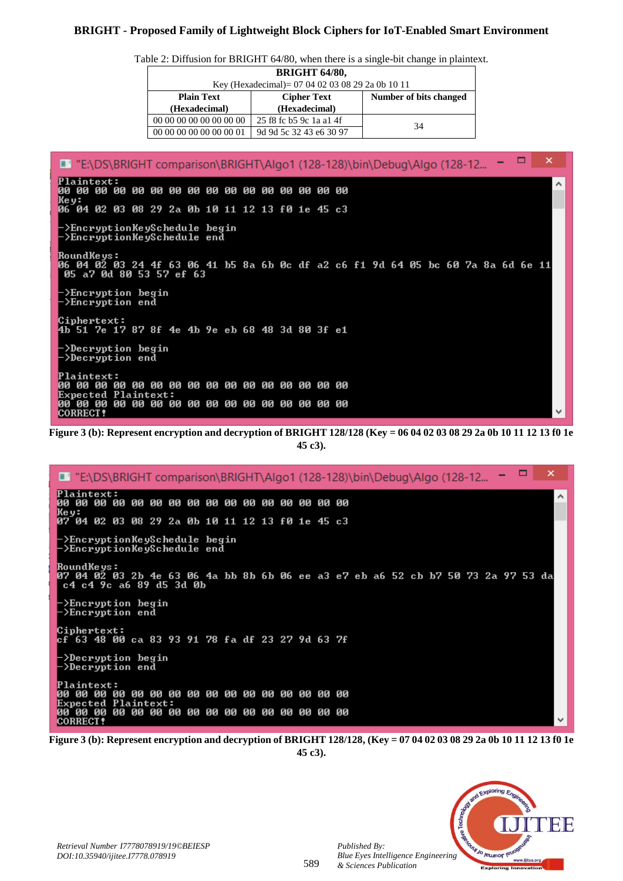Table 2: Diffusion for BRIGHT 64/80, when there is a single-bit change in plaintext.

| **BRIGHT 64/80,** Key (Hexadecimal)= 07 04 02 03 08 29 2a 0b 10 11 | | |
|---|---|---|
| **Plain Text (Hexadecimal)** | **Cipher Text (Hexadecimal)** | **Number of bits changed** |
| 00 00 00 00 00 00 00 00 | 25 f8 fc b5 9c 1a a1 4f | 34 |
| 00 00 00 00 00 00 00 01 | 9d 9d 5c 32 43 e6 30 97 | |

```
"E:\DS\BRIGHT comparison\BRIGHT\Algo1 (128-128)\bin\Debug\Algo (128-12...
Plaintext:
00 00 00 00 00 00 00 00 00 00 00 00 00 00 00 00
Key:
06 04 02 03 08 29 2a 0b 10 11 12 13 f0 1e 45 c3

->EncryptionKeySchedule begin
->EncryptionKeySchedule end

RoundKeys:
06 04 02 03 24 4f 63 06 41 b5 8a 6b 0c df a2 c6 f1 9d 64 05 bc 60 7a 8a 6d 6e 11
 05 a7 0d 80 53 57 ef 63

->Encryption begin
->Encryption end

Ciphertext:
4b 51 7e 17 87 8f 4e 4b 9e eb 68 48 3d 80 3f e1

->Decryption begin
->Decryption end

Plaintext:
00 00 00 00 00 00 00 00 00 00 00 00 00 00 00 00
Expected Plaintext:
00 00 00 00 00 00 00 00 00 00 00 00 00 00 00 00
CORRECT!
```

**Figure 3 (b): Represent encryption and decryption of BRIGHT 128/128 (Key = 06 04 02 03 08 29 2a 0b 10 11 12 13 f0 1e 45 c3).**

```
"E:\DS\BRIGHT comparison\BRIGHT\Algo1 (128-128)\bin\Debug\Algo (128-12...
Plaintext:
00 00 00 00 00 00 00 00 00 00 00 00 00 00 00 00
Key:
07 04 02 03 08 29 2a 0b 10 11 12 13 f0 1e 45 c3

->EncryptionKeySchedule begin
->EncryptionKeySchedule end

RoundKeys:
07 04 02 03 2b 4e 63 06 4a bb 8b 6b 06 ee a3 e7 eb a6 52 cb b7 50 73 2a 97 53 da
 c4 c4 9c a6 89 d5 3d 0b

->Encryption begin
->Encryption end

Ciphertext:
cf 63 48 00 ca 83 93 91 78 fa df 23 27 9d 63 7f

->Decryption begin
->Decryption end

Plaintext:
00 00 00 00 00 00 00 00 00 00 00 00 00 00 00 00
Expected Plaintext:
00 00 00 00 00 00 00 00 00 00 00 00 00 00 00 00
CORRECT!
```

**Figure 3 (b): Represent encryption and decryption of BRIGHT 128/128, (Key = 07 04 02 03 08 29 2a 0b 10 11 12 13 f0 1e 45 c3).**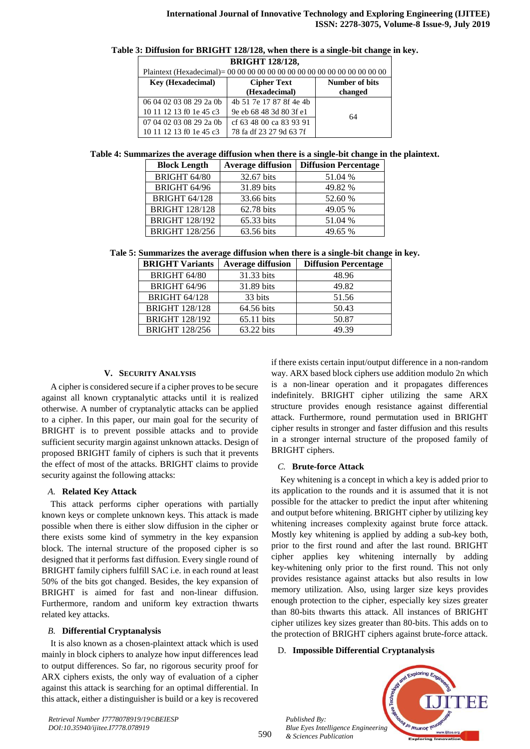**Table 3: Diffusion for BRIGHT 128/128, when there is a single-bit change in key.**

| BRIGHT 128/128, | | |
|---|---|---|
| Plaintext (Hexadecimal)= 00 00 00 00 00 00 00 00 00 00 00 00 00 00 00 00 | | |
| **Key (Hexadecimal)** | **Cipher Text (Hexadecimal)** | **Number of bits changed** |
| 06 04 02 03 08 29 2a 0b 10 11 12 13 f0 1e 45 c3 | 4b 51 7e 17 87 8f 4e 4b 9e eb 68 48 3d 80 3f e1 | 64 |
| 07 04 02 03 08 29 2a 0b 10 11 12 13 f0 1e 45 c3 | cf 63 48 00 ca 83 93 91 78 fa df 23 27 9d 63 7f | |

**Table 4: Summarizes the average diffusion when there is a single-bit change in the plaintext.**

| Block Length | Average diffusion | Diffusion Percentage |
|---|---|---|
| BRIGHT 64/80 | 32.67 bits | 51.04 % |
| BRIGHT 64/96 | 31.89 bits | 49.82 % |
| BRIGHT 64/128 | 33.66 bits | 52.60 % |
| BRIGHT 128/128 | 62.78 bits | 49.05 % |
| BRIGHT 128/192 | 65.33 bits | 51.04 % |
| BRIGHT 128/256 | 63.56 bits | 49.65 % |

**Tale 5: Summarizes the average diffusion when there is a single-bit change in key.**

| BRIGHT Variants | Average diffusion | Diffusion Percentage |
|---|---|---|
| BRIGHT 64/80 | 31.33 bits | 48.96 |
| BRIGHT 64/96 | 31.89 bits | 49.82 |
| BRIGHT 64/128 | 33 bits | 51.56 |
| BRIGHT 128/128 | 64.56 bits | 50.43 |
| BRIGHT 128/192 | 65.11 bits | 50.87 |
| BRIGHT 128/256 | 63.22 bits | 49.39 |

## V. SECURITY ANALYSIS

A cipher is considered secure if a cipher proves to be secure against all known cryptanalytic attacks until it is realized otherwise. A number of cryptanalytic attacks can be applied to a cipher. In this paper, our main goal for the security of BRIGHT is to prevent possible attacks and to provide sufficient security margin against unknown attacks. Design of proposed BRIGHT family of ciphers is such that it prevents the effect of most of the attacks. BRIGHT claims to provide security against the following attacks:

### A. Related Key Attack

This attack performs cipher operations with partially known keys or complete unknown keys. This attack is made possible when there is either slow diffusion in the cipher or there exists some kind of symmetry in the key expansion block. The internal structure of the proposed cipher is so designed that it performs fast diffusion. Every single round of BRIGHT family ciphers fulfill SAC i.e. in each round at least 50% of the bits got changed. Besides, the key expansion of BRIGHT is aimed for fast and non-linear diffusion. Furthermore, random and uniform key extraction thwarts related key attacks.

### B. Differential Cryptanalysis

It is also known as a chosen-plaintext attack which is used mainly in block ciphers to analyze how input differences lead to output differences. So far, no rigorous security proof for ARX ciphers exists, the only way of evaluation of a cipher against this attack is searching for an optimal differential. In this attack, either a distinguisher is build or a key is recovered if there exists certain input/output difference in a non-random way. ARX based block ciphers use addition modulo 2n which is a non-linear operation and it propagates differences indefinitely. BRIGHT cipher utilizing the same ARX structure provides enough resistance against differential attack. Furthermore, round permutation used in BRIGHT cipher results in stronger and faster diffusion and this results in a stronger internal structure of the proposed family of BRIGHT ciphers.

### C. Brute-force Attack

Key whitening is a concept in which a key is added prior to its application to the rounds and it is assumed that it is not possible for the attacker to predict the input after whitening and output before whitening. BRIGHT cipher by utilizing key whitening increases complexity against brute force attack. Mostly key whitening is applied by adding a sub-key both, prior to the first round and after the last round. BRIGHT cipher applies key whitening internally by adding key-whitening only prior to the first round. This not only provides resistance against attacks but also results in low memory utilization. Also, using larger size keys provides enough protection to the cipher, especially key sizes greater than 80-bits thwarts this attack. All instances of BRIGHT cipher utilizes key sizes greater than 80-bits. This adds on to the protection of BRIGHT ciphers against brute-force attack.

### D. Impossible Differential Cryptanalysis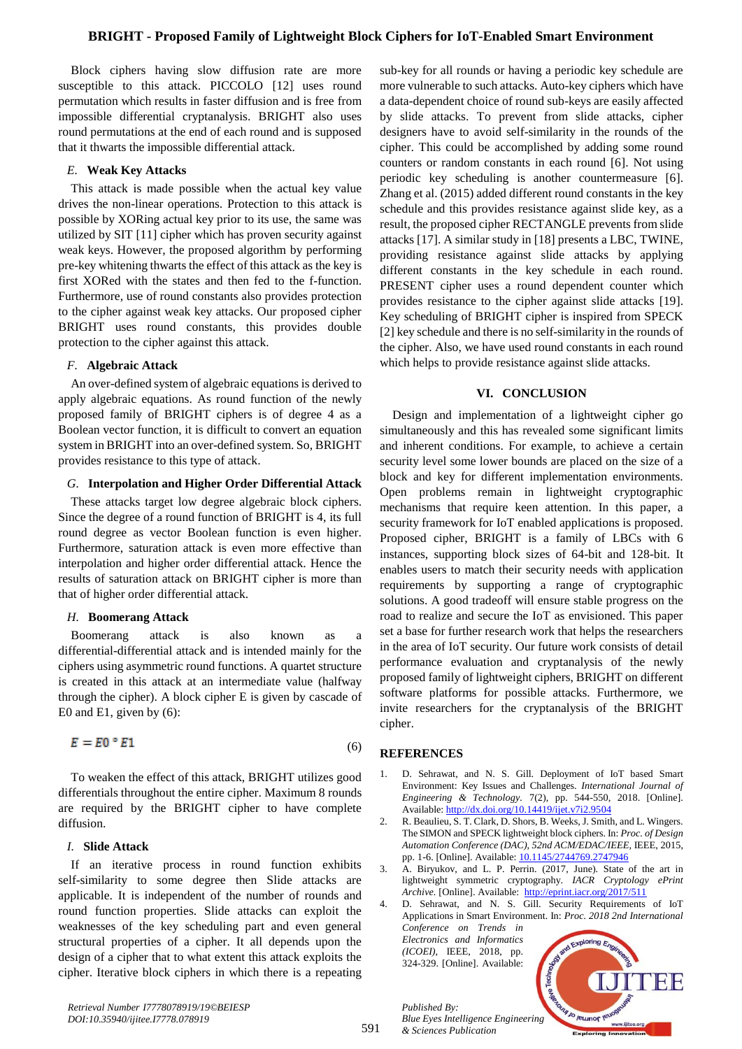Block ciphers having slow diffusion rate are more susceptible to this attack. PICCOLO [12] uses round permutation which results in faster diffusion and is free from impossible differential cryptanalysis. BRIGHT also uses round permutations at the end of each round and is supposed that it thwarts the impossible differential attack.

### *E.* Weak Key Attacks

This attack is made possible when the actual key value drives the non-linear operations. Protection to this attack is possible by XORing actual key prior to its use, the same was utilized by SIT [11] cipher which has proven security against weak keys. However, the proposed algorithm by performing pre-key whitening thwarts the effect of this attack as the key is first XORed with the states and then fed to the f-function. Furthermore, use of round constants also provides protection to the cipher against weak key attacks. Our proposed cipher BRIGHT uses round constants, this provides double protection to the cipher against this attack.

### *F.* Algebraic Attack

An over-defined system of algebraic equations is derived to apply algebraic equations. As round function of the newly proposed family of BRIGHT ciphers is of degree 4 as a Boolean vector function, it is difficult to convert an equation system in BRIGHT into an over-defined system. So, BRIGHT provides resistance to this type of attack.

### *G.* Interpolation and Higher Order Differential Attack

These attacks target low degree algebraic block ciphers. Since the degree of a round function of BRIGHT is 4, its full round degree as vector Boolean function is even higher. Furthermore, saturation attack is even more effective than interpolation and higher order differential attack. Hence the results of saturation attack on BRIGHT cipher is more than that of higher order differential attack.

### *H.* Boomerang Attack

Boomerang attack is also known as a differential-differential attack and is intended mainly for the ciphers using asymmetric round functions. A quartet structure is created in this attack at an intermediate value (halfway through the cipher). A block cipher E is given by cascade of E0 and E1, given by (6):

$$E = E0 \circ E1 \tag{6}$$

To weaken the effect of this attack, BRIGHT utilizes good differentials throughout the entire cipher. Maximum 8 rounds are required by the BRIGHT cipher to have complete diffusion.

### *I.* Slide Attack

If an iterative process in round function exhibits self-similarity to some degree then Slide attacks are applicable. It is independent of the number of rounds and round function properties. Slide attacks can exploit the weaknesses of the key scheduling part and even general structural properties of a cipher. It all depends upon the design of a cipher that to what extent this attack exploits the cipher. Iterative block ciphers in which there is a repeating sub-key for all rounds or having a periodic key schedule are more vulnerable to such attacks. Auto-key ciphers which have a data-dependent choice of round sub-keys are easily affected by slide attacks. To prevent from slide attacks, cipher designers have to avoid self-similarity in the rounds of the cipher. This could be accomplished by adding some round counters or random constants in each round [6]. Not using periodic key scheduling is another countermeasure [6]. Zhang et al. (2015) added different round constants in the key schedule and this provides resistance against slide key, as a result, the proposed cipher RECTANGLE prevents from slide attacks [17]. A similar study in [18] presents a LBC, TWINE, providing resistance against slide attacks by applying different constants in the key schedule in each round. PRESENT cipher uses a round dependent counter which provides resistance to the cipher against slide attacks [19]. Key scheduling of BRIGHT cipher is inspired from SPECK [2] key schedule and there is no self-similarity in the rounds of the cipher. Also, we have used round constants in each round which helps to provide resistance against slide attacks.

## VI. CONCLUSION

Design and implementation of a lightweight cipher go simultaneously and this has revealed some significant limits and inherent conditions. For example, to achieve a certain security level some lower bounds are placed on the size of a block and key for different implementation environments. Open problems remain in lightweight cryptographic mechanisms that require keen attention. In this paper, a security framework for IoT enabled applications is proposed. Proposed cipher, BRIGHT is a family of LBCs with 6 instances, supporting block sizes of 64-bit and 128-bit. It enables users to match their security needs with application requirements by supporting a range of cryptographic solutions. A good tradeoff will ensure stable progress on the road to realize and secure the IoT as envisioned. This paper set a base for further research work that helps the researchers in the area of IoT security. Our future work consists of detail performance evaluation and cryptanalysis of the newly proposed family of lightweight ciphers, BRIGHT on different software platforms for possible attacks. Furthermore, we invite researchers for the cryptanalysis of the BRIGHT cipher.

## REFERENCES

1. D. Sehrawat, and N. S. Gill. Deployment of IoT based Smart Environment: Key Issues and Challenges. *International Journal of Engineering & Technology*. 7(2), pp. 544-550, 2018. [Online]. Available: http://dx.doi.org/10.14419/ijet.v7i2.9504
2. R. Beaulieu, S. T. Clark, D. Shors, B. Weeks, J. Smith, and L. Wingers. The SIMON and SPECK lightweight block ciphers. In: *Proc. of Design Automation Conference (DAC), 52nd ACM/EDAC/IEEE*, IEEE, 2015, pp. 1-6. [Online]. Available: 10.1145/2744769.2747946
3. A. Biryukov, and L. P. Perrin. (2017, June). State of the art in lightweight symmetric cryptography. *IACR Cryptology ePrint Archive*. [Online]. Available: http://eprint.iacr.org/2017/511
4. D. Sehrawat, and N. S. Gill. Security Requirements of IoT Applications in Smart Environment. In: *Proc. 2018 2nd International Conference on Trends in Electronics and Informatics (ICOEI)*, IEEE, 2018, pp. 324-329. [Online]. Available: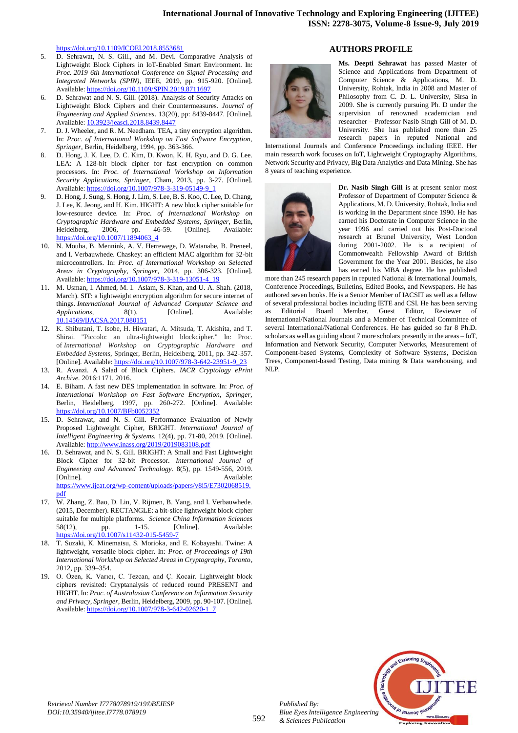https://doi.org/10.1109/ICOEI.2018.8553681

5. D. Sehrawat, N. S. Gill., and M. Devi. Comparative Analysis of Lightweight Block Ciphers in IoT-Enabled Smart Environment. In: *Proc. 2019 6th International Conference on Signal Processing and Integrated Networks (SPIN)*, IEEE, 2019, pp. 915-920. [Online]. Available: https://doi.org/10.1109/SPIN.2019.8711697
6. D. Sehrawat and N. S. Gill. (2018). Analysis of Security Attacks on Lightweight Block Ciphers and their Countermeasures. *Journal of Engineering and Applied Sciences*. 13(20), pp: 8439-8447. [Online]. Available: 10.3923/jeasci.2018.8439.8447
7. D. J. Wheeler, and R. M. Needham. TEA, a tiny encryption algorithm. In: *Proc. of International Workshop on Fast Software Encryption, Springer*, Berlin, Heidelberg, 1994, pp. 363-366.
8. D. Hong, J. K. Lee, D. C. Kim, D. Kwon, K. H. Ryu, and D. G. Lee. LEA: A 128-bit block cipher for fast encryption on common processors. In: *Proc. of International Workshop on Information Security Applications, Springer*, Cham, 2013, pp. 3-27. [Online]. Available: https://doi.org/10.1007/978-3-319-05149-9_1
9. D. Hong, J. Sung, S. Hong, J. Lim, S. Lee, B. S. Koo, C. Lee, D. Chang, J. Lee, K. Jeong, and H. Kim. HIGHT: A new block cipher suitable for low-resource device. In: *Proc. of International Workshop on Cryptographic Hardware and Embedded Systems, Springer*, Berlin, Heidelberg, 2006, pp. 46-59. [Online]. Available: https://doi.org/10.1007/11894063_4
10. N. Mouha, B. Mennink, A. V. Herrewege, D. Watanabe, B. Preneel, and I. Verbauwhede. Chaskey: an efficient MAC algorithm for 32-bit microcontrollers. In: *Proc. of International Workshop on Selected Areas in Cryptography, Springer*, 2014, pp. 306-323. [Online]. Available: https://doi.org/10.1007/978-3-319-13051-4_19
11. M. Usman, I. Ahmed, M. I. Aslam, S. Khan, and U. A. Shah. (2018, March). SIT: a lightweight encryption algorithm for secure internet of things. *International Journal of Advanced Computer Science and Applications*, 8(1). [Online]. Available: 10.14569/IJACSA.2017.080151
12. K. Shibutani, T. Isobe, H. Hiwatari, A. Mitsuda, T. Akishita, and T. Shirai. "Piccolo: an ultra-lightweight blockcipher." In: Proc. of *International Workshop on Cryptographic Hardware and Embedded Systems*, Springer, Berlin, Heidelberg, 2011, pp. 342-357. [Online]. Available: https://doi.org/10.1007/978-3-642-23951-9_23
13. R. Avanzi. A Salad of Block Ciphers. *IACR Cryptology ePrint Archive*. 2016:1171, 2016.
14. E. Biham. A fast new DES implementation in software. In: *Proc. of International Workshop on Fast Software Encryption, Springer*, Berlin, Heidelberg, 1997, pp. 260-272. [Online]. Available: https://doi.org/10.1007/BFb0052352
15. D. Sehrawat, and N. S. Gill. Performance Evaluation of Newly Proposed Lightweight Cipher, BRIGHT. *International Journal of Intelligent Engineering & Systems.* 12(4), pp. 71-80, 2019. [Online]. Available: http://www.inass.org/2019/2019083108.pdf
16. D. Sehrawat, and N. S. Gill. BRIGHT: A Small and Fast Lightweight Block Cipher for 32-bit Processor. *International Journal of Engineering and Advanced Technology*. 8(5), pp. 1549-556, 2019. [Online]. Available: https://www.ijeat.org/wp-content/uploads/papers/v8i5/E7302068519.pdf
17. W. Zhang, Z. Bao, D. Lin, V. Rijmen, B. Yang, and I. Verbauwhede. (2015, December). RECTANGLE: a bit-slice lightweight block cipher suitable for multiple platforms. *Science China Information Sciences* 58(12), pp. 1-15. [Online]. Available: https://doi.org/10.1007/s11432-015-5459-7
18. T. Suzaki, K. Minematsu, S. Morioka, and E. Kobayashi. Twine: A lightweight, versatile block cipher. In: *Proc. of Proceedings of 19th International Workshop on Selected Areas in Cryptography, Toronto*, 2012, pp. 339–354.
19. O. Özen, K. Varıcı, C. Tezcan, and Ç. Kocair. Lightweight block ciphers revisited: Cryptanalysis of reduced round PRESENT and HIGHT. In: *Proc. of Australasian Conference on Information Security and Privacy, Springer*, Berlin, Heidelberg, 2009, pp. 90-107. [Online]. Available: https://doi.org/10.1007/978-3-642-02620-1_7

## AUTHORS PROFILE

**Ms. Deepti Sehrawat** has passed Master of Science and Applications from Department of Computer Science & Applications, M. D. University, Rohtak, India in 2008 and Master of Philosophy from C. D. L. University, Sirsa in 2009. She is currently pursuing Ph. D under the supervision of renowned academician and researcher – Professor Nasib Singh Gill of M. D. University. She has published more than 25 research papers in repute National and International Journals and Conference Proceedings including IEEE. Her main research work focuses on IoT, Lightweight Cryptography Algorithms, Network Security and Privacy, Big Data Analytics and Data Mining. She has 8 years of teaching experience.

**Dr. Nasib Singh Gill** is at present senior most Professor of Department of Computer Science & Applications, M. D. University, Rohtak, India and is working in the Department since 1990. He has earned his Doctorate in Computer Science in the year 1996 and carried out his Post-Doctoral research at Brunel University, West London during 2001-2002. He is a recipient of Commonwealth Fellowship Award of British Government for the Year 2001. Besides, he also has earned his MBA degree. He has published more than 245 research papers in reputed National & International Journals, Conference Proceedings, Bulletins, Edited Books, and Newspapers. He has authored seven books. He is a Senior Member of IACSIT as well as a fellow of several professional bodies including IETE and CSI. He has been serving as Editorial Board Member, Guest Editor, Reviewer of International/National Journals and a Member of Technical Committee of several International/National Conferences. He has guided so far 8 Ph.D. scholars as well as guiding about 7 more scholars presently in the areas – IoT, Information and Network Security, Computer Networks, Measurement of Component-based Systems, Complexity of Software Systems, Decision Trees, Component-based Testing, Data mining & Data warehousing, and NLP.